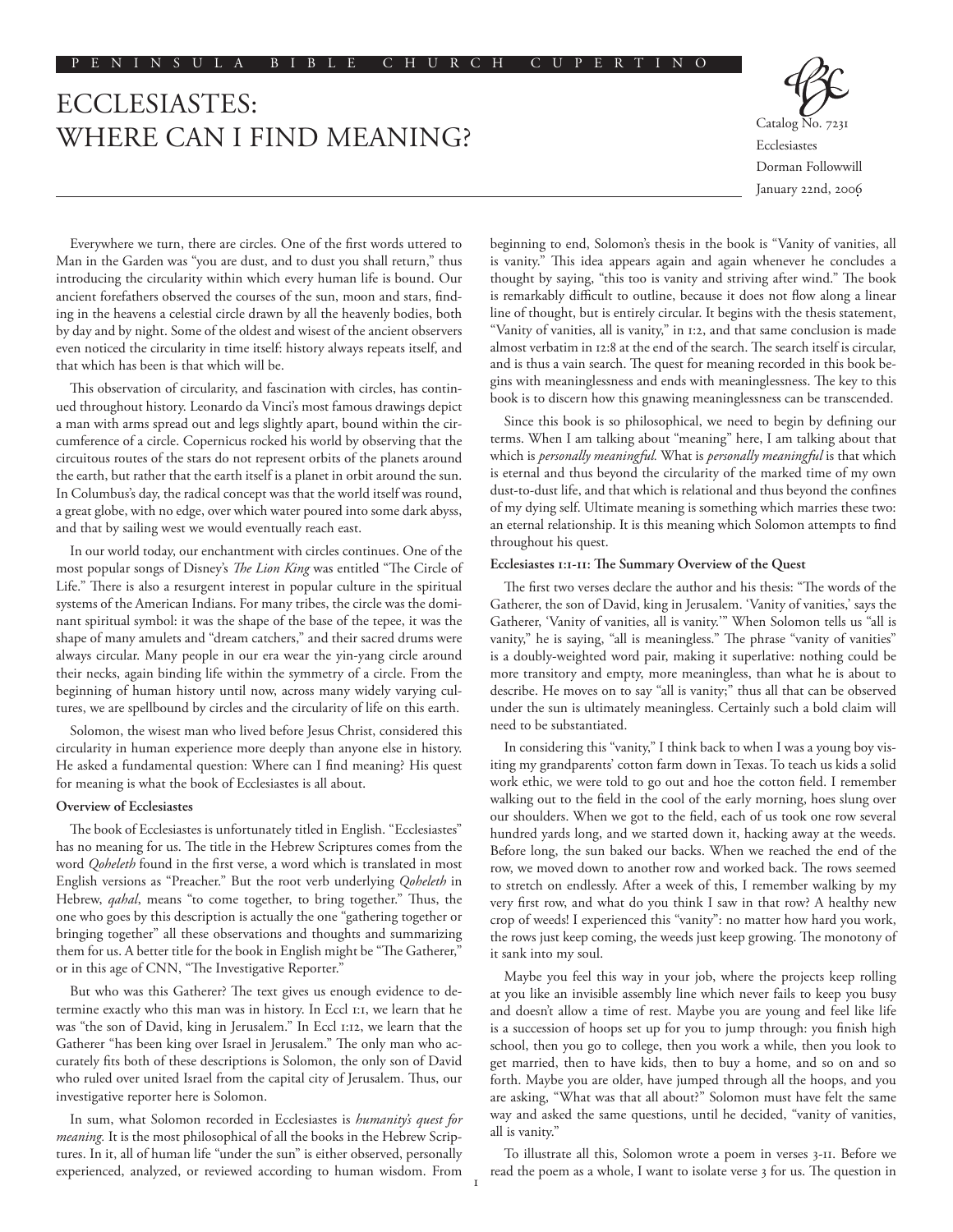# ECCLESIASTES: WHERE CAN I FIND MEANING?

Catalog No. 7231
Ecclesiastes
Dorman Followwill
January 22nd, 2006

Everywhere we turn, there are circles. One of the first words uttered to Man in the Garden was "you are dust, and to dust you shall return," thus introducing the circularity within which every human life is bound. Our ancient forefathers observed the courses of the sun, moon and stars, finding in the heavens a celestial circle drawn by all the heavenly bodies, both by day and by night. Some of the oldest and wisest of the ancient observers even noticed the circularity in time itself: history always repeats itself, and that which has been is that which will be.

This observation of circularity, and fascination with circles, has continued throughout history. Leonardo da Vinci's most famous drawings depict a man with arms spread out and legs slightly apart, bound within the circumference of a circle. Copernicus rocked his world by observing that the circuitous routes of the stars do not represent orbits of the planets around the earth, but rather that the earth itself is a planet in orbit around the sun. In Columbus's day, the radical concept was that the world itself was round, a great globe, with no edge, over which water poured into some dark abyss, and that by sailing west we would eventually reach east.

In our world today, our enchantment with circles continues. One of the most popular songs of Disney's *The Lion King* was entitled "The Circle of Life." There is also a resurgent interest in popular culture in the spiritual systems of the American Indians. For many tribes, the circle was the dominant spiritual symbol: it was the shape of the base of the tepee, it was the shape of many amulets and "dream catchers," and their sacred drums were always circular. Many people in our era wear the yin-yang circle around their necks, again binding life within the symmetry of a circle. From the beginning of human history until now, across many widely varying cultures, we are spellbound by circles and the circularity of life on this earth.

Solomon, the wisest man who lived before Jesus Christ, considered this circularity in human experience more deeply than anyone else in history. He asked a fundamental question: Where can I find meaning? His quest for meaning is what the book of Ecclesiastes is all about.

**Overview of Ecclesiastes**

The book of Ecclesiastes is unfortunately titled in English. "Ecclesiastes" has no meaning for us. The title in the Hebrew Scriptures comes from the word *Qoheleth* found in the first verse, a word which is translated in most English versions as "Preacher." But the root verb underlying *Qoheleth* in Hebrew, *qahal*, means "to come together, to bring together." Thus, the one who goes by this description is actually the one "gathering together or bringing together" all these observations and thoughts and summarizing them for us. A better title for the book in English might be "The Gatherer," or in this age of CNN, "The Investigative Reporter."

But who was this Gatherer? The text gives us enough evidence to determine exactly who this man was in history. In Eccl 1:1, we learn that he was "the son of David, king in Jerusalem." In Eccl 1:12, we learn that the Gatherer "has been king over Israel in Jerusalem." The only man who accurately fits both of these descriptions is Solomon, the only son of David who ruled over united Israel from the capital city of Jerusalem. Thus, our investigative reporter here is Solomon.

In sum, what Solomon recorded in Ecclesiastes is *humanity's quest for meaning.* It is the most philosophical of all the books in the Hebrew Scriptures. In it, all of human life "under the sun" is either observed, personally experienced, analyzed, or reviewed according to human wisdom. From beginning to end, Solomon's thesis in the book is "Vanity of vanities, all is vanity." This idea appears again and again whenever he concludes a thought by saying, "this too is vanity and striving after wind." The book is remarkably difficult to outline, because it does not flow along a linear line of thought, but is entirely circular. It begins with the thesis statement, "Vanity of vanities, all is vanity," in 1:2, and that same conclusion is made almost verbatim in 12:8 at the end of the search. The search itself is circular, and is thus a vain search. The quest for meaning recorded in this book begins with meaninglessness and ends with meaninglessness. The key to this book is to discern how this gnawing meaninglessness can be transcended.

Since this book is so philosophical, we need to begin by defining our terms. When I am talking about "meaning" here, I am talking about that which is *personally meaningful.* What is *personally meaningful* is that which is eternal and thus beyond the circularity of the marked time of my own dust-to-dust life, and that which is relational and thus beyond the confines of my dying self. Ultimate meaning is something which marries these two: an eternal relationship. It is this meaning which Solomon attempts to find throughout his quest.

**Ecclesiastes 1:1-11: The Summary Overview of the Quest**

The first two verses declare the author and his thesis: "The words of the Gatherer, the son of David, king in Jerusalem. 'Vanity of vanities,' says the Gatherer, 'Vanity of vanities, all is vanity.'" When Solomon tells us "all is vanity," he is saying, "all is meaningless." The phrase "vanity of vanities" is a doubly-weighted word pair, making it superlative: nothing could be more transitory and empty, more meaningless, than what he is about to describe. He moves on to say "all is vanity;" thus all that can be observed under the sun is ultimately meaningless. Certainly such a bold claim will need to be substantiated.

In considering this "vanity," I think back to when I was a young boy visiting my grandparents' cotton farm down in Texas. To teach us kids a solid work ethic, we were told to go out and hoe the cotton field. I remember walking out to the field in the cool of the early morning, hoes slung over our shoulders. When we got to the field, each of us took one row several hundred yards long, and we started down it, hacking away at the weeds. Before long, the sun baked our backs. When we reached the end of the row, we moved down to another row and worked back. The rows seemed to stretch on endlessly. After a week of this, I remember walking by my very first row, and what do you think I saw in that row? A healthy new crop of weeds! I experienced this "vanity": no matter how hard you work, the rows just keep coming, the weeds just keep growing. The monotony of it sank into my soul.

Maybe you feel this way in your job, where the projects keep rolling at you like an invisible assembly line which never fails to keep you busy and doesn't allow a time of rest. Maybe you are young and feel like life is a succession of hoops set up for you to jump through: you finish high school, then you go to college, then you work a while, then you look to get married, then to have kids, then to buy a home, and so on and so forth. Maybe you are older, have jumped through all the hoops, and you are asking, "What was that all about?" Solomon must have felt the same way and asked the same questions, until he decided, "vanity of vanities, all is vanity."

To illustrate all this, Solomon wrote a poem in verses 3-11. Before we read the poem as a whole, I want to isolate verse 3 for us. The question in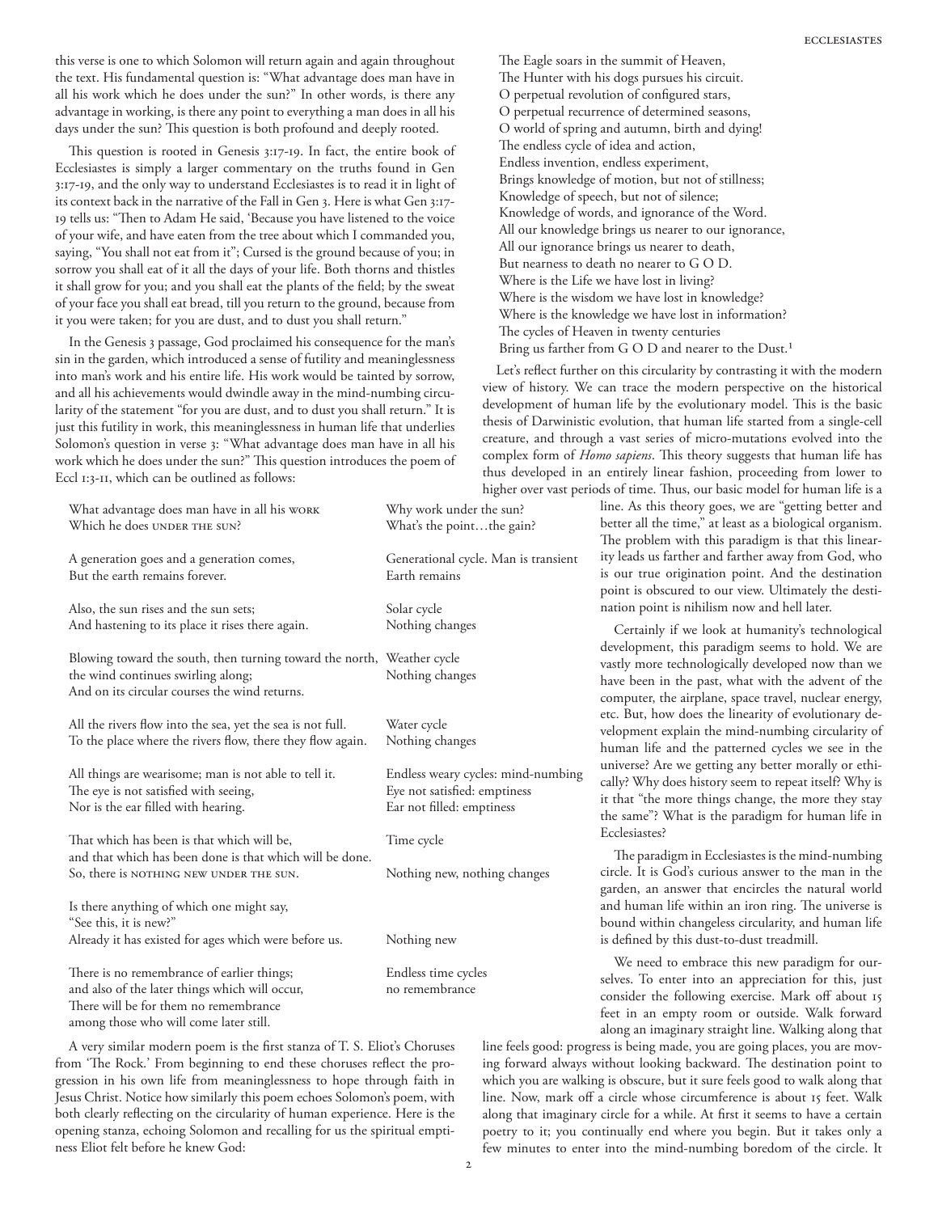this verse is one to which Solomon will return again and again throughout the text. His fundamental question is: "What advantage does man have in all his work which he does under the sun?" In other words, is there any advantage in working, is there any point to everything a man does in all his days under the sun? This question is both profound and deeply rooted.

This question is rooted in Genesis 3:17-19. In fact, the entire book of Ecclesiastes is simply a larger commentary on the truths found in Gen 3:17-19, and the only way to understand Ecclesiastes is to read it in light of its context back in the narrative of the Fall in Gen 3. Here is what Gen 3:17-19 tells us: "Then to Adam He said, 'Because you have listened to the voice of your wife, and have eaten from the tree about which I commanded you, saying, "You shall not eat from it"; Cursed is the ground because of you; in sorrow you shall eat of it all the days of your life. Both thorns and thistles it shall grow for you; and you shall eat the plants of the field; by the sweat of your face you shall eat bread, till you return to the ground, because from it you were taken; for you are dust, and to dust you shall return."

In the Genesis 3 passage, God proclaimed his consequence for the man's sin in the garden, which introduced a sense of futility and meaninglessness into man's work and his entire life. His work would be tainted by sorrow, and all his achievements would dwindle away in the mind-numbing circularity of the statement "for you are dust, and to dust you shall return." It is just this futility in work, this meaninglessness in human life that underlies Solomon's question in verse 3: "What advantage does man have in all his work which he does under the sun?" This question introduces the poem of Eccl 1:3-11, which can be outlined as follows:

| | |
|---|---|
| What advantage does man have in all his WORK<br>Which he does UNDER THE SUN? | Why work under the sun?<br>What's the point…the gain? |
| A generation goes and a generation comes,<br>But the earth remains forever. | Generational cycle. Man is transient<br>Earth remains |
| Also, the sun rises and the sun sets;<br>And hastening to its place it rises there again. | Solar cycle<br>Nothing changes |
| Blowing toward the south, then turning toward the north,<br>the wind continues swirling along;<br>And on its circular courses the wind returns. | Weather cycle<br>Nothing changes |
| All the rivers flow into the sea, yet the sea is not full.<br>To the place where the rivers flow, there they flow again. | Water cycle<br>Nothing changes |
| All things are wearisome; man is not able to tell it.<br>The eye is not satisfied with seeing,<br>Nor is the ear filled with hearing. | Endless weary cycles: mind-numbing<br>Eye not satisfied: emptiness<br>Ear not filled: emptiness |
| That which has been is that which will be,<br>and that which has been done is that which will be done.<br>So, there is NOTHING NEW UNDER THE SUN. | Time cycle<br><br>Nothing new, nothing changes |
| Is there anything of which one might say,<br>"See this, it is new?"<br>Already it has existed for ages which were before us. | <br><br>Nothing new |
| There is no remembrance of earlier things;<br>and also of the later things which will occur,<br>There will be for them no remembrance<br>among those who will come later still. | Endless time cycles<br>no remembrance |

A very similar modern poem is the first stanza of T. S. Eliot's Choruses from 'The Rock.' From beginning to end these choruses reflect the progression in his own life from meaninglessness to hope through faith in Jesus Christ. Notice how similarly this poem echoes Solomon's poem, with both clearly reflecting on the circularity of human experience. Here is the opening stanza, echoing Solomon and recalling for us the spiritual emptiness Eliot felt before he knew God:

The Eagle soars in the summit of Heaven,  
The Hunter with his dogs pursues his circuit.  
O perpetual revolution of configured stars,  
O perpetual recurrence of determined seasons,  
O world of spring and autumn, birth and dying!  
The endless cycle of idea and action,  
Endless invention, endless experiment,  
Brings knowledge of motion, but not of stillness;  
Knowledge of speech, but not of silence;  
Knowledge of words, and ignorance of the Word.  
All our knowledge brings us nearer to our ignorance,  
All our ignorance brings us nearer to death,  
But nearness to death no nearer to G O D.  
Where is the Life we have lost in living?  
Where is the wisdom we have lost in knowledge?  
Where is the knowledge we have lost in information?  
The cycles of Heaven in twenty centuries  
Bring us farther from G O D and nearer to the Dust.[1]

Let's reflect further on this circularity by contrasting it with the modern view of history. We can trace the modern perspective on the historical development of human life by the evolutionary model. This is the basic thesis of Darwinistic evolution, that human life started from a single-cell creature, and through a vast series of micro-mutations evolved into the complex form of *Homo sapiens*. This theory suggests that human life has thus developed in an entirely linear fashion, proceeding from lower to higher over vast periods of time. Thus, our basic model for human life is a line. As this theory goes, we are "getting better and better all the time," at least as a biological organism. The problem with this paradigm is that this linearity leads us farther and farther away from God, who is our true origination point. And the destination point is obscured to our view. Ultimately the destination point is nihilism now and hell later.

Certainly if we look at humanity's technological development, this paradigm seems to hold. We are vastly more technologically developed now than we have been in the past, what with the advent of the computer, the airplane, space travel, nuclear energy, etc. But, how does the linearity of evolutionary development explain the mind-numbing circularity of human life and the patterned cycles we see in the universe? Are we getting any better morally or ethically? Why does history seem to repeat itself? Why is it that "the more things change, the more they stay the same"? What is the paradigm for human life in Ecclesiastes?

The paradigm in Ecclesiastes is the mind-numbing circle. It is God's curious answer to the man in the garden, an answer that encircles the natural world and human life within an iron ring. The universe is bound within changeless circularity, and human life is defined by this dust-to-dust treadmill.

We need to embrace this new paradigm for ourselves. To enter into an appreciation for this, just consider the following exercise. Mark off about 15 feet in an empty room or outside. Walk forward along an imaginary straight line. Walking along that line feels good: progress is being made, you are going places, you are moving forward always without looking backward. The destination point to which you are walking is obscure, but it sure feels good to walk along that line. Now, mark off a circle whose circumference is about 15 feet. Walk along that imaginary circle for a while. At first it seems to have a certain poetry to it; you continually end where you begin. But it takes only a few minutes to enter into the mind-numbing boredom of the circle. It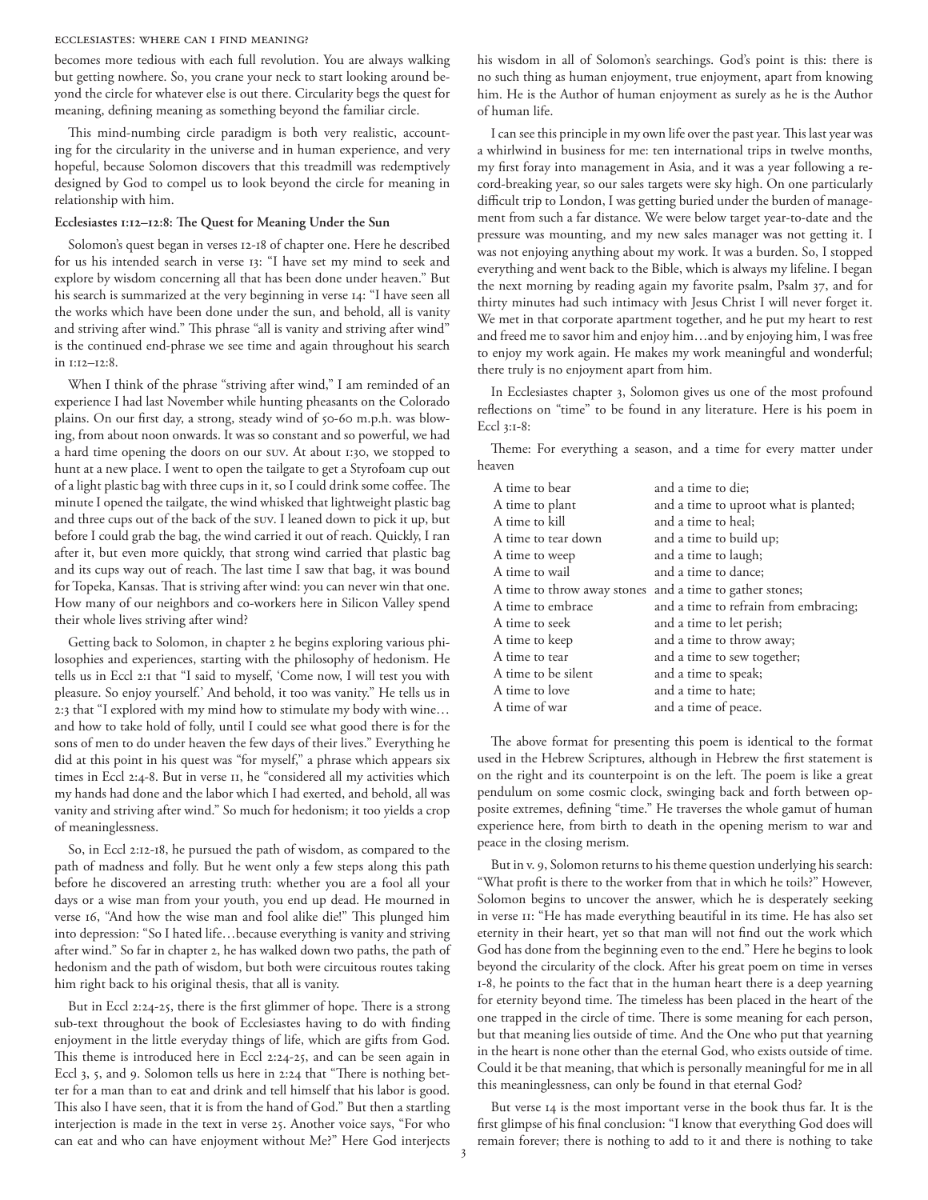becomes more tedious with each full revolution. You are always walking but getting nowhere. So, you crane your neck to start looking around beyond the circle for whatever else is out there. Circularity begs the quest for meaning, defining meaning as something beyond the familiar circle.

This mind-numbing circle paradigm is both very realistic, accounting for the circularity in the universe and in human experience, and very hopeful, because Solomon discovers that this treadmill was redemptively designed by God to compel us to look beyond the circle for meaning in relationship with him.

**Ecclesiastes 1:12–12:8: The Quest for Meaning Under the Sun**

Solomon's quest began in verses 12-18 of chapter one. Here he described for us his intended search in verse 13: "I have set my mind to seek and explore by wisdom concerning all that has been done under heaven." But his search is summarized at the very beginning in verse 14: "I have seen all the works which have been done under the sun, and behold, all is vanity and striving after wind." This phrase "all is vanity and striving after wind" is the continued end-phrase we see time and again throughout his search in 1:12–12:8.

When I think of the phrase "striving after wind," I am reminded of an experience I had last November while hunting pheasants on the Colorado plains. On our first day, a strong, steady wind of 50-60 m.p.h. was blowing, from about noon onwards. It was so constant and so powerful, we had a hard time opening the doors on our SUV. At about 1:30, we stopped to hunt at a new place. I went to open the tailgate to get a Styrofoam cup out of a light plastic bag with three cups in it, so I could drink some coffee. The minute I opened the tailgate, the wind whisked that lightweight plastic bag and three cups out of the back of the SUV. I leaned down to pick it up, but before I could grab the bag, the wind carried it out of reach. Quickly, I ran after it, but even more quickly, that strong wind carried that plastic bag and its cups way out of reach. The last time I saw that bag, it was bound for Topeka, Kansas. That is striving after wind: you can never win that one. How many of our neighbors and co-workers here in Silicon Valley spend their whole lives striving after wind?

Getting back to Solomon, in chapter 2 he begins exploring various philosophies and experiences, starting with the philosophy of hedonism. He tells us in Eccl 2:1 that "I said to myself, 'Come now, I will test you with pleasure. So enjoy yourself.' And behold, it too was vanity." He tells us in 2:3 that "I explored with my mind how to stimulate my body with wine… and how to take hold of folly, until I could see what good there is for the sons of men to do under heaven the few days of their lives." Everything he did at this point in his quest was "for myself," a phrase which appears six times in Eccl 2:4-8. But in verse 11, he "considered all my activities which my hands had done and the labor which I had exerted, and behold, all was vanity and striving after wind." So much for hedonism; it too yields a crop of meaninglessness.

So, in Eccl 2:12-18, he pursued the path of wisdom, as compared to the path of madness and folly. But he went only a few steps along this path before he discovered an arresting truth: whether you are a fool all your days or a wise man from your youth, you end up dead. He mourned in verse 16, "And how the wise man and fool alike die!" This plunged him into depression: "So I hated life…because everything is vanity and striving after wind." So far in chapter 2, he has walked down two paths, the path of hedonism and the path of wisdom, but both were circuitous routes taking him right back to his original thesis, that all is vanity.

But in Eccl 2:24-25, there is the first glimmer of hope. There is a strong sub-text throughout the book of Ecclesiastes having to do with finding enjoyment in the little everyday things of life, which are gifts from God. This theme is introduced here in Eccl 2:24-25, and can be seen again in Eccl 3, 5, and 9. Solomon tells us here in 2:24 that "There is nothing better for a man than to eat and drink and tell himself that his labor is good. This also I have seen, that it is from the hand of God." But then a startling interjection is made in the text in verse 25. Another voice says, "For who can eat and who can have enjoyment without Me?" Here God interjects his wisdom in all of Solomon's searchings. God's point is this: there is no such thing as human enjoyment, true enjoyment, apart from knowing him. He is the Author of human enjoyment as surely as he is the Author of human life.

I can see this principle in my own life over the past year. This last year was a whirlwind in business for me: ten international trips in twelve months, my first foray into management in Asia, and it was a year following a record-breaking year, so our sales targets were sky high. On one particularly difficult trip to London, I was getting buried under the burden of management from such a far distance. We were below target year-to-date and the pressure was mounting, and my new sales manager was not getting it. I was not enjoying anything about my work. It was a burden. So, I stopped everything and went back to the Bible, which is always my lifeline. I began the next morning by reading again my favorite psalm, Psalm 37, and for thirty minutes had such intimacy with Jesus Christ I will never forget it. We met in that corporate apartment together, and he put my heart to rest and freed me to savor him and enjoy him…and by enjoying him, I was free to enjoy my work again. He makes my work meaningful and wonderful; there truly is no enjoyment apart from him.

In Ecclesiastes chapter 3, Solomon gives us one of the most profound reflections on "time" to be found in any literature. Here is his poem in Eccl 3:1-8:

Theme: For everything a season, and a time for every matter under heaven

| | |
|---|---|
| A time to bear | and a time to die; |
| A time to plant | and a time to uproot what is planted; |
| A time to kill | and a time to heal; |
| A time to tear down | and a time to build up; |
| A time to weep | and a time to laugh; |
| A time to wail | and a time to dance; |
| A time to throw away stones | and a time to gather stones; |
| A time to embrace | and a time to refrain from embracing; |
| A time to seek | and a time to let perish; |
| A time to keep | and a time to throw away; |
| A time to tear | and a time to sew together; |
| A time to be silent | and a time to speak; |
| A time to love | and a time to hate; |
| A time of war | and a time of peace. |

The above format for presenting this poem is identical to the format used in the Hebrew Scriptures, although in Hebrew the first statement is on the right and its counterpoint is on the left. The poem is like a great pendulum on some cosmic clock, swinging back and forth between opposite extremes, defining "time." He traverses the whole gamut of human experience here, from birth to death in the opening merism to war and peace in the closing merism.

But in v. 9, Solomon returns to his theme question underlying his search: "What profit is there to the worker from that in which he toils?" However, Solomon begins to uncover the answer, which he is desperately seeking in verse 11: "He has made everything beautiful in its time. He has also set eternity in their heart, yet so that man will not find out the work which God has done from the beginning even to the end." Here he begins to look beyond the circularity of the clock. After his great poem on time in verses 1-8, he points to the fact that in the human heart there is a deep yearning for eternity beyond time. The timeless has been placed in the heart of the one trapped in the circle of time. There is some meaning for each person, but that meaning lies outside of time. And the One who put that yearning in the heart is none other than the eternal God, who exists outside of time. Could it be that meaning, that which is personally meaningful for me in all this meaninglessness, can only be found in that eternal God?

But verse 14 is the most important verse in the book thus far. It is the first glimpse of his final conclusion: "I know that everything God does will remain forever; there is nothing to add to it and there is nothing to take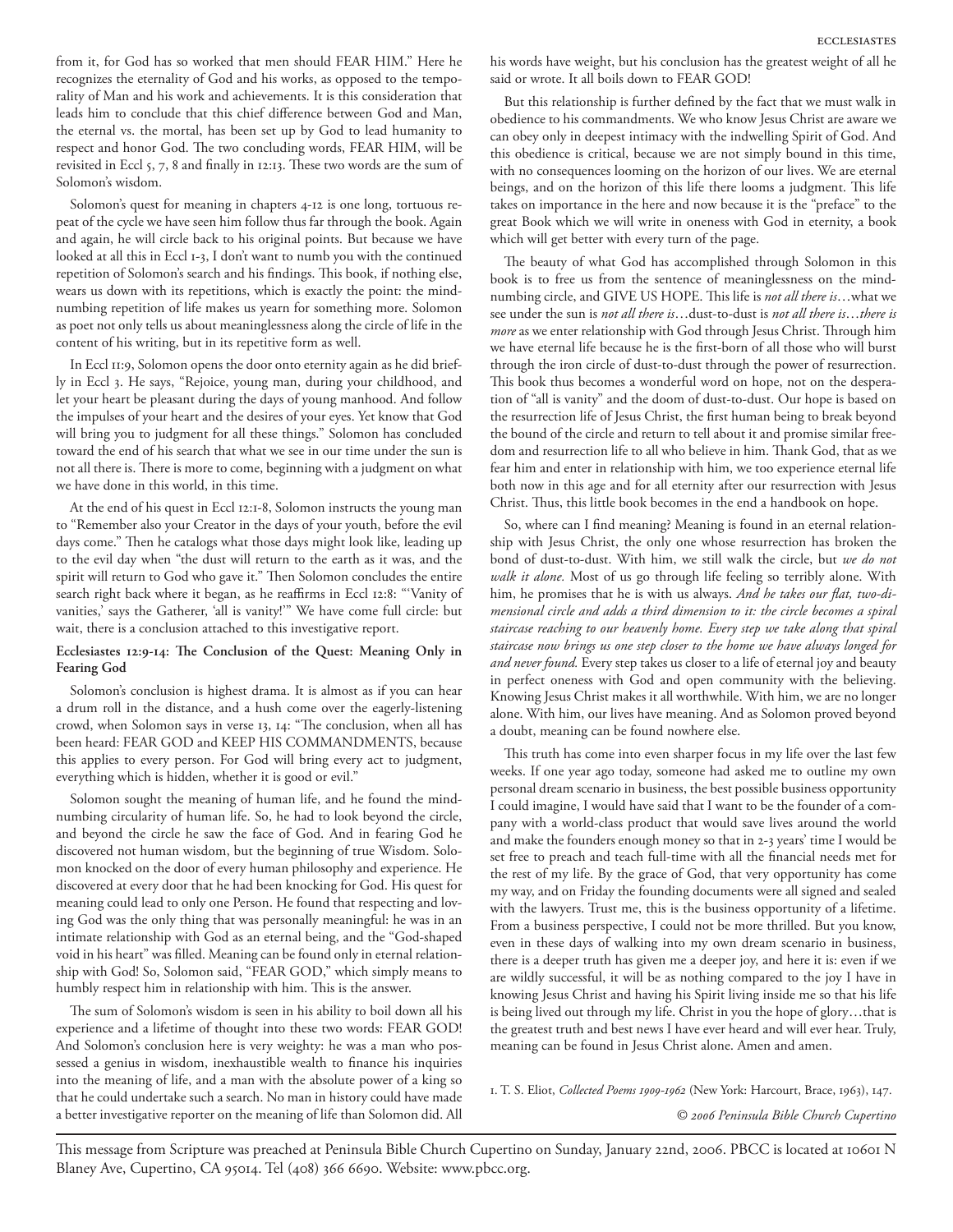from it, for God has so worked that men should FEAR HIM." Here he recognizes the eternality of God and his works, as opposed to the temporality of Man and his work and achievements. It is this consideration that leads him to conclude that this chief difference between God and Man, the eternal vs. the mortal, has been set up by God to lead humanity to respect and honor God. The two concluding words, FEAR HIM, will be revisited in Eccl 5, 7, 8 and finally in 12:13. These two words are the sum of Solomon's wisdom.

Solomon's quest for meaning in chapters 4-12 is one long, tortuous repeat of the cycle we have seen him follow thus far through the book. Again and again, he will circle back to his original points. But because we have looked at all this in Eccl 1-3, I don't want to numb you with the continued repetition of Solomon's search and his findings. This book, if nothing else, wears us down with its repetitions, which is exactly the point: the mind-numbing repetition of life makes us yearn for something more. Solomon as poet not only tells us about meaninglessness along the circle of life in the content of his writing, but in its repetitive form as well.

In Eccl 11:9, Solomon opens the door onto eternity again as he did briefly in Eccl 3. He says, "Rejoice, young man, during your childhood, and let your heart be pleasant during the days of young manhood. And follow the impulses of your heart and the desires of your eyes. Yet know that God will bring you to judgment for all these things." Solomon has concluded toward the end of his search that what we see in our time under the sun is not all there is. There is more to come, beginning with a judgment on what we have done in this world, in this time.

At the end of his quest in Eccl 12:1-8, Solomon instructs the young man to "Remember also your Creator in the days of your youth, before the evil days come." Then he catalogs what those days might look like, leading up to the evil day when "the dust will return to the earth as it was, and the spirit will return to God who gave it." Then Solomon concludes the entire search right back where it began, as he reaffirms in Eccl 12:8: "'Vanity of vanities,' says the Gatherer, 'all is vanity!'" We have come full circle: but wait, there is a conclusion attached to this investigative report.

**Ecclesiastes 12:9-14: The Conclusion of the Quest: Meaning Only in Fearing God**

Solomon's conclusion is highest drama. It is almost as if you can hear a drum roll in the distance, and a hush come over the eagerly-listening crowd, when Solomon says in verse 13, 14: "The conclusion, when all has been heard: FEAR GOD and KEEP HIS COMMANDMENTS, because this applies to every person. For God will bring every act to judgment, everything which is hidden, whether it is good or evil."

Solomon sought the meaning of human life, and he found the mind-numbing circularity of human life. So, he had to look beyond the circle, and beyond the circle he saw the face of God. And in fearing God he discovered not human wisdom, but the beginning of true Wisdom. Solomon knocked on the door of every human philosophy and experience. He discovered at every door that he had been knocking for God. His quest for meaning could lead to only one Person. He found that respecting and loving God was the only thing that was personally meaningful: he was in an intimate relationship with God as an eternal being, and the "God-shaped void in his heart" was filled. Meaning can be found only in eternal relationship with God! So, Solomon said, "FEAR GOD," which simply means to humbly respect him in relationship with him. This is the answer.

The sum of Solomon's wisdom is seen in his ability to boil down all his experience and a lifetime of thought into these two words: FEAR GOD! And Solomon's conclusion here is very weighty: he was a man who possessed a genius in wisdom, inexhaustible wealth to finance his inquiries into the meaning of life, and a man with the absolute power of a king so that he could undertake such a search. No man in history could have made a better investigative reporter on the meaning of life than Solomon did. All his words have weight, but his conclusion has the greatest weight of all he said or wrote. It all boils down to FEAR GOD!

But this relationship is further defined by the fact that we must walk in obedience to his commandments. We who know Jesus Christ are aware we can obey only in deepest intimacy with the indwelling Spirit of God. And this obedience is critical, because we are not simply bound in this time, with no consequences looming on the horizon of our lives. We are eternal beings, and on the horizon of this life there looms a judgment. This life takes on importance in the here and now because it is the "preface" to the great Book which we will write in oneness with God in eternity, a book which will get better with every turn of the page.

The beauty of what God has accomplished through Solomon in this book is to free us from the sentence of meaninglessness on the mind-numbing circle, and GIVE US HOPE. This life is *not all there is*…what we see under the sun is *not all there is*…dust-to-dust is *not all there is…there is more* as we enter relationship with God through Jesus Christ. Through him we have eternal life because he is the first-born of all those who will burst through the iron circle of dust-to-dust through the power of resurrection. This book thus becomes a wonderful word on hope, not on the desperation of "all is vanity" and the doom of dust-to-dust. Our hope is based on the resurrection life of Jesus Christ, the first human being to break beyond the bound of the circle and return to tell about it and promise similar freedom and resurrection life to all who believe in him. Thank God, that as we fear him and enter in relationship with him, we too experience eternal life both now in this age and for all eternity after our resurrection with Jesus Christ. Thus, this little book becomes in the end a handbook on hope.

So, where can I find meaning? Meaning is found in an eternal relationship with Jesus Christ, the only one whose resurrection has broken the bond of dust-to-dust. With him, we still walk the circle, but *we do not walk it alone.* Most of us go through life feeling so terribly alone. With him, he promises that he is with us always. *And he takes our flat, two-dimensional circle and adds a third dimension to it: the circle becomes a spiral staircase reaching to our heavenly home. Every step we take along that spiral staircase now brings us one step closer to the home we have always longed for and never found.* Every step takes us closer to a life of eternal joy and beauty in perfect oneness with God and open community with the believing. Knowing Jesus Christ makes it all worthwhile. With him, we are no longer alone. With him, our lives have meaning. And as Solomon proved beyond a doubt, meaning can be found nowhere else.

This truth has come into even sharper focus in my life over the last few weeks. If one year ago today, someone had asked me to outline my own personal dream scenario in business, the best possible business opportunity I could imagine, I would have said that I want to be the founder of a company with a world-class product that would save lives around the world and make the founders enough money so that in 2-3 years' time I would be set free to preach and teach full-time with all the financial needs met for the rest of my life. By the grace of God, that very opportunity has come my way, and on Friday the founding documents were all signed and sealed with the lawyers. Trust me, this is the business opportunity of a lifetime. From a business perspective, I could not be more thrilled. But you know, even in these days of walking into my own dream scenario in business, there is a deeper truth has given me a deeper joy, and here it is: even if we are wildly successful, it will be as nothing compared to the joy I have in knowing Jesus Christ and having his Spirit living inside me so that his life is being lived out through my life. Christ in you the hope of glory…that is the greatest truth and best news I have ever heard and will ever hear. Truly, meaning can be found in Jesus Christ alone. Amen and amen.

1. T. S. Eliot, *Collected Poems 1909-1962* (New York: Harcourt, Brace, 1963), 147.

*© 2006 Peninsula Bible Church Cupertino*

This message from Scripture was preached at Peninsula Bible Church Cupertino on Sunday, January 22nd, 2006. PBCC is located at 10601 N Blaney Ave, Cupertino, CA 95014. Tel (408) 366 6690. Website: www.pbcc.org.